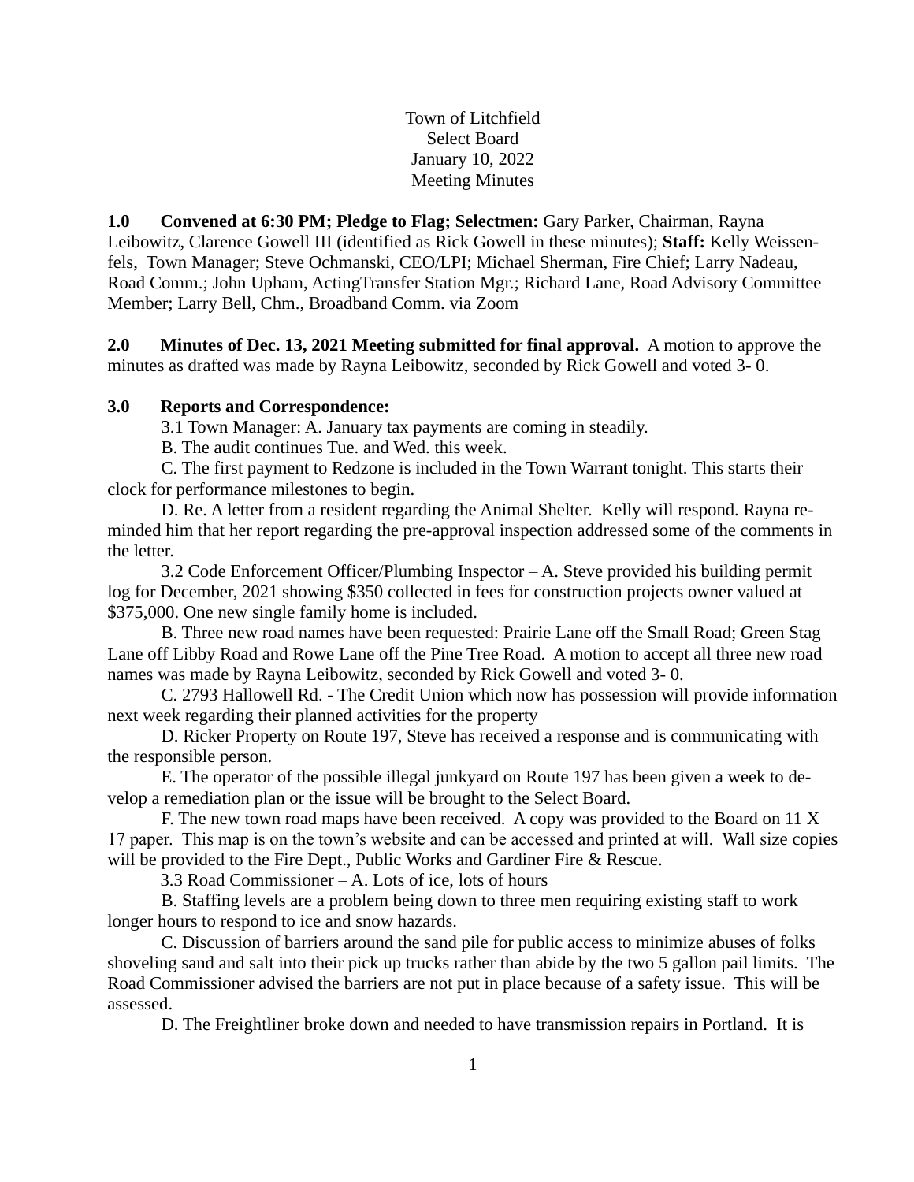Town of Litchfield
Select Board
January 10, 2022
Meeting Minutes

**1.0 Convened at 6:30 PM; Pledge to Flag; Selectmen:** Gary Parker, Chairman, Rayna Leibowitz, Clarence Gowell III (identified as Rick Gowell in these minutes); **Staff:** Kelly Weissenfels, Town Manager; Steve Ochmanski, CEO/LPI; Michael Sherman, Fire Chief; Larry Nadeau, Road Comm.; John Upham, ActingTransfer Station Mgr.; Richard Lane, Road Advisory Committee Member; Larry Bell, Chm., Broadband Comm. via Zoom

**2.0 Minutes of Dec. 13, 2021 Meeting submitted for final approval.** A motion to approve the minutes as drafted was made by Rayna Leibowitz, seconded by Rick Gowell and voted 3- 0.

**3.0 Reports and Correspondence:**

3.1 Town Manager: A. January tax payments are coming in steadily.

B. The audit continues Tue. and Wed. this week.

C. The first payment to Redzone is included in the Town Warrant tonight. This starts their clock for performance milestones to begin.

D. Re. A letter from a resident regarding the Animal Shelter. Kelly will respond. Rayna reminded him that her report regarding the pre-approval inspection addressed some of the comments in the letter.

3.2 Code Enforcement Officer/Plumbing Inspector – A. Steve provided his building permit log for December, 2021 showing $350 collected in fees for construction projects owner valued at $375,000. One new single family home is included.

B. Three new road names have been requested: Prairie Lane off the Small Road; Green Stag Lane off Libby Road and Rowe Lane off the Pine Tree Road. A motion to accept all three new road names was made by Rayna Leibowitz, seconded by Rick Gowell and voted 3- 0.

C. 2793 Hallowell Rd. - The Credit Union which now has possession will provide information next week regarding their planned activities for the property

D. Ricker Property on Route 197, Steve has received a response and is communicating with the responsible person.

E. The operator of the possible illegal junkyard on Route 197 has been given a week to develop a remediation plan or the issue will be brought to the Select Board.

F. The new town road maps have been received. A copy was provided to the Board on 11 X 17 paper. This map is on the town's website and can be accessed and printed at will. Wall size copies will be provided to the Fire Dept., Public Works and Gardiner Fire & Rescue.

3.3 Road Commissioner – A. Lots of ice, lots of hours

B. Staffing levels are a problem being down to three men requiring existing staff to work longer hours to respond to ice and snow hazards.

C. Discussion of barriers around the sand pile for public access to minimize abuses of folks shoveling sand and salt into their pick up trucks rather than abide by the two 5 gallon pail limits. The Road Commissioner advised the barriers are not put in place because of a safety issue. This will be assessed.

D. The Freightliner broke down and needed to have transmission repairs in Portland. It is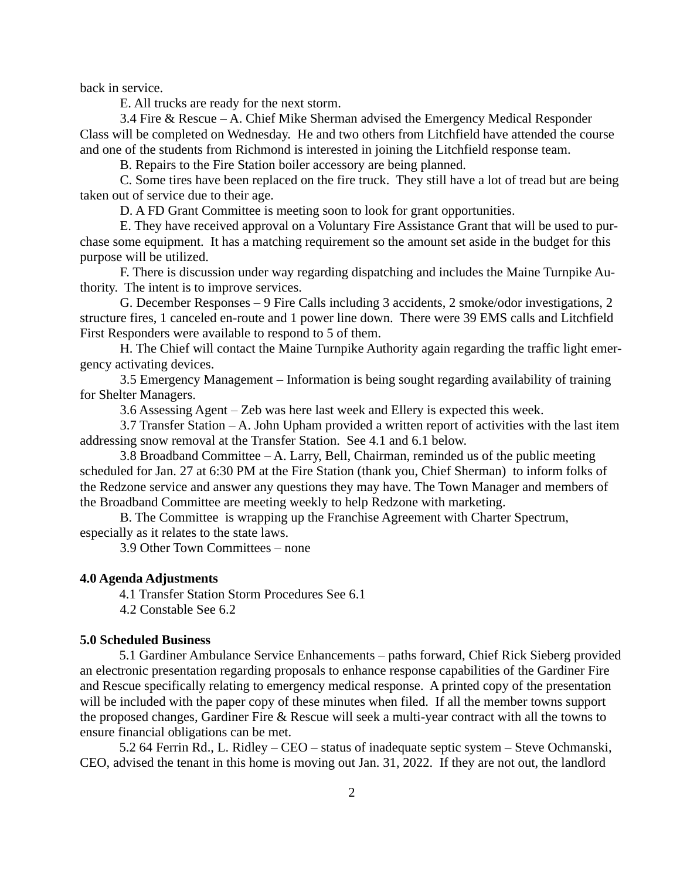back in service.

E. All trucks are ready for the next storm.

3.4 Fire & Rescue – A. Chief Mike Sherman advised the Emergency Medical Responder Class will be completed on Wednesday. He and two others from Litchfield have attended the course and one of the students from Richmond is interested in joining the Litchfield response team.

B. Repairs to the Fire Station boiler accessory are being planned.

C. Some tires have been replaced on the fire truck. They still have a lot of tread but are being taken out of service due to their age.

D. A FD Grant Committee is meeting soon to look for grant opportunities.

E. They have received approval on a Voluntary Fire Assistance Grant that will be used to purchase some equipment. It has a matching requirement so the amount set aside in the budget for this purpose will be utilized.

F. There is discussion under way regarding dispatching and includes the Maine Turnpike Authority. The intent is to improve services.

G. December Responses – 9 Fire Calls including 3 accidents, 2 smoke/odor investigations, 2 structure fires, 1 canceled en-route and 1 power line down. There were 39 EMS calls and Litchfield First Responders were available to respond to 5 of them.

H. The Chief will contact the Maine Turnpike Authority again regarding the traffic light emergency activating devices.

3.5 Emergency Management – Information is being sought regarding availability of training for Shelter Managers.

3.6 Assessing Agent – Zeb was here last week and Ellery is expected this week.

3.7 Transfer Station – A. John Upham provided a written report of activities with the last item addressing snow removal at the Transfer Station. See 4.1 and 6.1 below.

3.8 Broadband Committee – A. Larry, Bell, Chairman, reminded us of the public meeting scheduled for Jan. 27 at 6:30 PM at the Fire Station (thank you, Chief Sherman) to inform folks of the Redzone service and answer any questions they may have. The Town Manager and members of the Broadband Committee are meeting weekly to help Redzone with marketing.

B. The Committee is wrapping up the Franchise Agreement with Charter Spectrum, especially as it relates to the state laws.

3.9 Other Town Committees – none

**4.0 Agenda Adjustments**

4.1 Transfer Station Storm Procedures See 6.1

4.2 Constable See 6.2

**5.0 Scheduled Business**

5.1 Gardiner Ambulance Service Enhancements – paths forward, Chief Rick Sieberg provided an electronic presentation regarding proposals to enhance response capabilities of the Gardiner Fire and Rescue specifically relating to emergency medical response. A printed copy of the presentation will be included with the paper copy of these minutes when filed. If all the member towns support the proposed changes, Gardiner Fire & Rescue will seek a multi-year contract with all the towns to ensure financial obligations can be met.

5.2 64 Ferrin Rd., L. Ridley – CEO – status of inadequate septic system – Steve Ochmanski, CEO, advised the tenant in this home is moving out Jan. 31, 2022. If they are not out, the landlord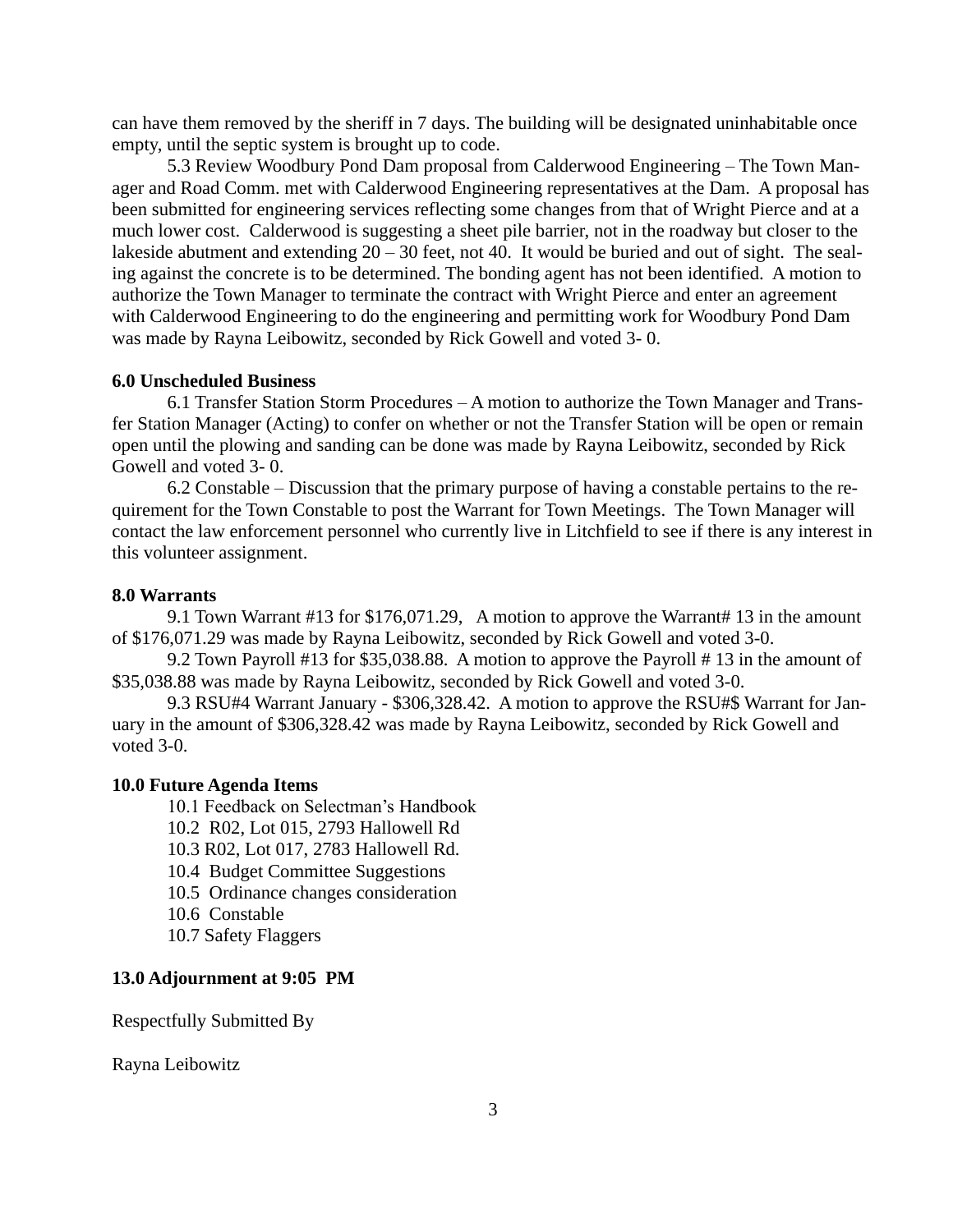can have them removed by the sheriff in 7 days. The building will be designated uninhabitable once empty, until the septic system is brought up to code.

5.3 Review Woodbury Pond Dam proposal from Calderwood Engineering – The Town Manager and Road Comm. met with Calderwood Engineering representatives at the Dam. A proposal has been submitted for engineering services reflecting some changes from that of Wright Pierce and at a much lower cost. Calderwood is suggesting a sheet pile barrier, not in the roadway but closer to the lakeside abutment and extending 20 – 30 feet, not 40. It would be buried and out of sight. The sealing against the concrete is to be determined. The bonding agent has not been identified. A motion to authorize the Town Manager to terminate the contract with Wright Pierce and enter an agreement with Calderwood Engineering to do the engineering and permitting work for Woodbury Pond Dam was made by Rayna Leibowitz, seconded by Rick Gowell and voted 3- 0.

**6.0 Unscheduled Business**

6.1 Transfer Station Storm Procedures – A motion to authorize the Town Manager and Transfer Station Manager (Acting) to confer on whether or not the Transfer Station will be open or remain open until the plowing and sanding can be done was made by Rayna Leibowitz, seconded by Rick Gowell and voted 3- 0.

6.2 Constable – Discussion that the primary purpose of having a constable pertains to the requirement for the Town Constable to post the Warrant for Town Meetings. The Town Manager will contact the law enforcement personnel who currently live in Litchfield to see if there is any interest in this volunteer assignment.

**8.0 Warrants**

9.1 Town Warrant #13 for $176,071.29, A motion to approve the Warrant# 13 in the amount of $176,071.29 was made by Rayna Leibowitz, seconded by Rick Gowell and voted 3-0.

9.2 Town Payroll #13 for $35,038.88. A motion to approve the Payroll # 13 in the amount of $35,038.88 was made by Rayna Leibowitz, seconded by Rick Gowell and voted 3-0.

9.3 RSU#4 Warrant January - $306,328.42. A motion to approve the RSU#$ Warrant for January in the amount of $306,328.42 was made by Rayna Leibowitz, seconded by Rick Gowell and voted 3-0.

**10.0 Future Agenda Items**

10.1 Feedback on Selectman's Handbook
10.2 R02, Lot 015, 2793 Hallowell Rd
10.3 R02, Lot 017, 2783 Hallowell Rd.
10.4 Budget Committee Suggestions
10.5 Ordinance changes consideration
10.6 Constable
10.7 Safety Flaggers

**13.0 Adjournment at 9:05 PM**

Respectfully Submitted By

Rayna Leibowitz